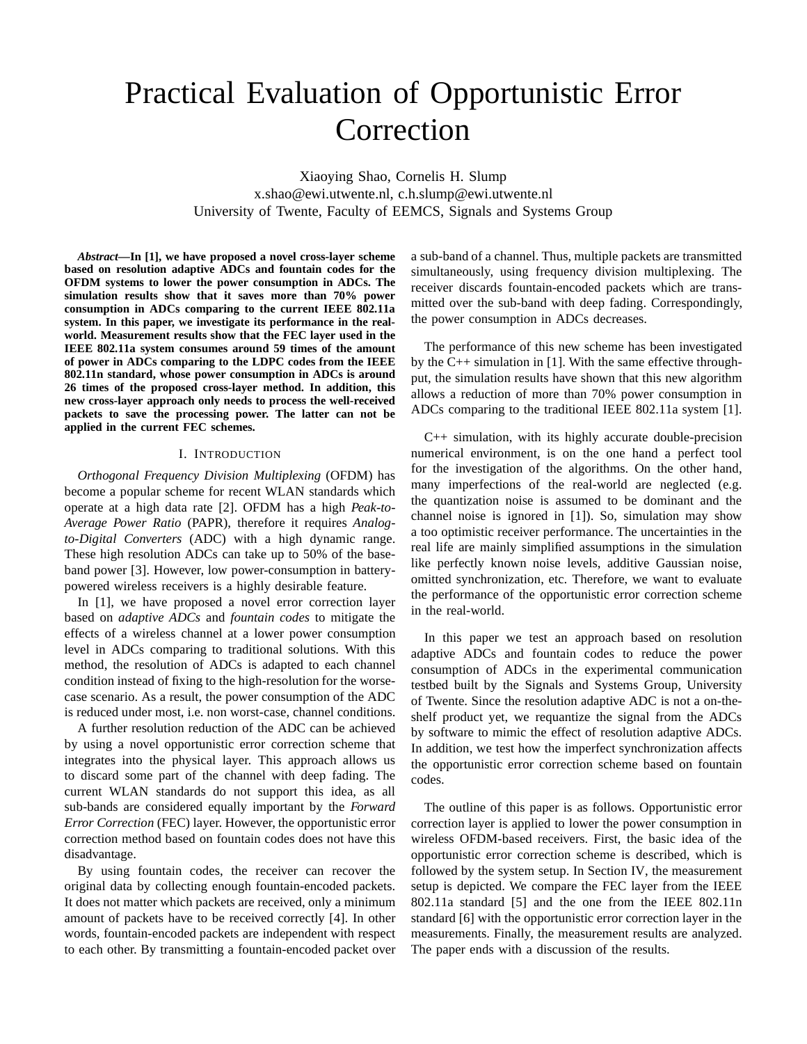# Practical Evaluation of Opportunistic Error Correction

Xiaoying Shao, Cornelis H. Slump
x.shao@ewi.utwente.nl, c.h.slump@ewi.utwente.nl
University of Twente, Faculty of EEMCS, Signals and Systems Group

***Abstract*—In [1], we have proposed a novel cross-layer scheme based on resolution adaptive ADCs and fountain codes for the OFDM systems to lower the power consumption in ADCs. The simulation results show that it saves more than 70% power consumption in ADCs comparing to the current IEEE 802.11a system. In this paper, we investigate its performance in the real-world. Measurement results show that the FEC layer used in the IEEE 802.11a system consumes around 59 times of the amount of power in ADCs comparing to the LDPC codes from the IEEE 802.11n standard, whose power consumption in ADCs is around 26 times of the proposed cross-layer method. In addition, this new cross-layer approach only needs to process the well-received packets to save the processing power. The latter can not be applied in the current FEC schemes.**

## I. Introduction

*Orthogonal Frequency Division Multiplexing* (OFDM) has become a popular scheme for recent WLAN standards which operate at a high data rate [2]. OFDM has a high *Peak-to-Average Power Ratio* (PAPR), therefore it requires *Analog-to-Digital Converters* (ADC) with a high dynamic range. These high resolution ADCs can take up to 50% of the base-band power [3]. However, low power-consumption in battery-powered wireless receivers is a highly desirable feature.

In [1], we have proposed a novel error correction layer based on *adaptive ADCs* and *fountain codes* to mitigate the effects of a wireless channel at a lower power consumption level in ADCs comparing to traditional solutions. With this method, the resolution of ADCs is adapted to each channel condition instead of fixing to the high-resolution for the worse-case scenario. As a result, the power consumption of the ADC is reduced under most, i.e. non worst-case, channel conditions.

A further resolution reduction of the ADC can be achieved by using a novel opportunistic error correction scheme that integrates into the physical layer. This approach allows us to discard some part of the channel with deep fading. The current WLAN standards do not support this idea, as all sub-bands are considered equally important by the *Forward Error Correction* (FEC) layer. However, the opportunistic error correction method based on fountain codes does not have this disadvantage.

By using fountain codes, the receiver can recover the original data by collecting enough fountain-encoded packets. It does not matter which packets are received, only a minimum amount of packets have to be received correctly [4]. In other words, fountain-encoded packets are independent with respect to each other. By transmitting a fountain-encoded packet over a sub-band of a channel. Thus, multiple packets are transmitted simultaneously, using frequency division multiplexing. The receiver discards fountain-encoded packets which are transmitted over the sub-band with deep fading. Correspondingly, the power consumption in ADCs decreases.

The performance of this new scheme has been investigated by the C++ simulation in [1]. With the same effective throughput, the simulation results have shown that this new algorithm allows a reduction of more than 70% power consumption in ADCs comparing to the traditional IEEE 802.11a system [1].

C++ simulation, with its highly accurate double-precision numerical environment, is on the one hand a perfect tool for the investigation of the algorithms. On the other hand, many imperfections of the real-world are neglected (e.g. the quantization noise is assumed to be dominant and the channel noise is ignored in [1]). So, simulation may show a too optimistic receiver performance. The uncertainties in the real life are mainly simplified assumptions in the simulation like perfectly known noise levels, additive Gaussian noise, omitted synchronization, etc. Therefore, we want to evaluate the performance of the opportunistic error correction scheme in the real-world.

In this paper we test an approach based on resolution adaptive ADCs and fountain codes to reduce the power consumption of ADCs in the experimental communication testbed built by the Signals and Systems Group, University of Twente. Since the resolution adaptive ADC is not a on-the-shelf product yet, we requantize the signal from the ADCs by software to mimic the effect of resolution adaptive ADCs. In addition, we test how the imperfect synchronization affects the opportunistic error correction scheme based on fountain codes.

The outline of this paper is as follows. Opportunistic error correction layer is applied to lower the power consumption in wireless OFDM-based receivers. First, the basic idea of the opportunistic error correction scheme is described, which is followed by the system setup. In Section IV, the measurement setup is depicted. We compare the FEC layer from the IEEE 802.11a standard [5] and the one from the IEEE 802.11n standard [6] with the opportunistic error correction layer in the measurements. Finally, the measurement results are analyzed. The paper ends with a discussion of the results.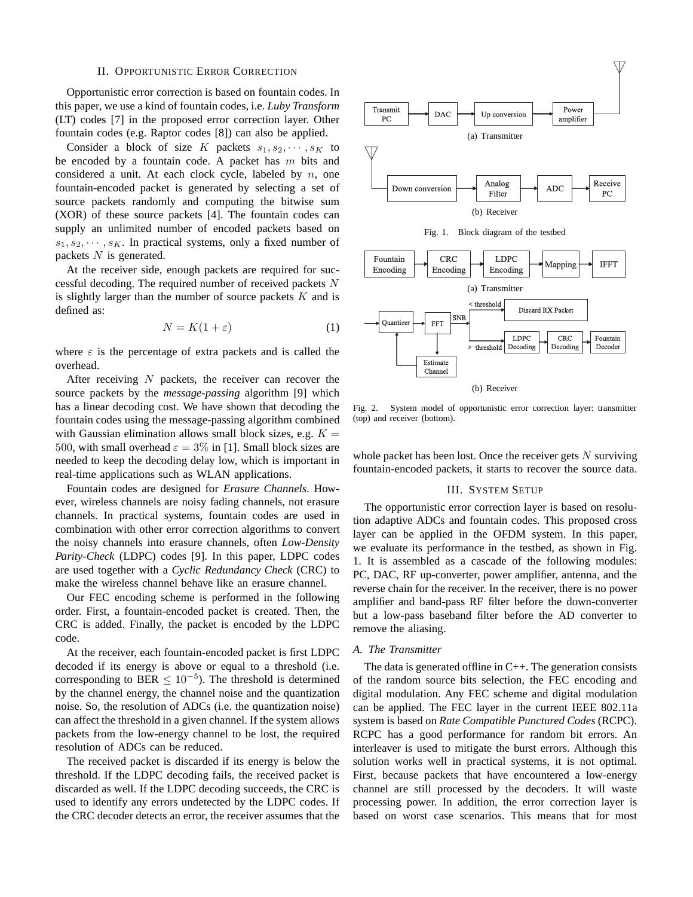## II. Opportunistic Error Correction

Opportunistic error correction is based on fountain codes. In this paper, we use a kind of fountain codes, i.e. *Luby Transform* (LT) codes [7] in the proposed error correction layer. Other fountain codes (e.g. Raptor codes [8]) can also be applied.

Consider a block of size $K$ packets $s_1, s_2, \cdots, s_K$ to be encoded by a fountain code. A packet has $m$ bits and considered a unit. At each clock cycle, labeled by $n$, one fountain-encoded packet is generated by selecting a set of source packets randomly and computing the bitwise sum (XOR) of these source packets [4]. The fountain codes can supply an unlimited number of encoded packets based on $s_1, s_2, \cdots, s_K$. In practical systems, only a fixed number of packets $N$ is generated.

At the receiver side, enough packets are required for successful decoding. The required number of received packets $N$ is slightly larger than the number of source packets $K$ and is defined as:

$$N = K(1 + \varepsilon) \tag{1}$$

where $\varepsilon$ is the percentage of extra packets and is called the overhead.

After receiving $N$ packets, the receiver can recover the source packets by the *message-passing* algorithm [9] which has a linear decoding cost. We have shown that decoding the fountain codes using the message-passing algorithm combined with Gaussian elimination allows small block sizes, e.g. $K = 500$, with small overhead $\varepsilon = 3\%$ in [1]. Small block sizes are needed to keep the decoding delay low, which is important in real-time applications such as WLAN applications.

Fountain codes are designed for *Erasure Channels*. However, wireless channels are noisy fading channels, not erasure channels. In practical systems, fountain codes are used in combination with other error correction algorithms to convert the noisy channels into erasure channels, often *Low-Density Parity-Check* (LDPC) codes [9]. In this paper, LDPC codes are used together with a *Cyclic Redundancy Check* (CRC) to make the wireless channel behave like an erasure channel.

Our FEC encoding scheme is performed in the following order. First, a fountain-encoded packet is created. Then, the CRC is added. Finally, the packet is encoded by the LDPC code.

At the receiver, each fountain-encoded packet is first LDPC decoded if its energy is above or equal to a threshold (i.e. corresponding to BER $\leq 10^{-5}$). The threshold is determined by the channel energy, the channel noise and the quantization noise. So, the resolution of ADCs (i.e. the quantization noise) can affect the threshold in a given channel. If the system allows packets from the low-energy channel to be lost, the required resolution of ADCs can be reduced.

The received packet is discarded if its energy is below the threshold. If the LDPC decoding fails, the received packet is discarded as well. If the LDPC decoding succeeds, the CRC is used to identify any errors undetected by the LDPC codes. If the CRC decoder detects an error, the receiver assumes that the whole packet has been lost. Once the receiver gets $N$ surviving fountain-encoded packets, it starts to recover the source data.

Transmit PC → DAC → Up conversion → Power amplifier

(a) Transmitter

Down conversion → Analog Filter → ADC → Receive PC

(b) Receiver

Fig. 1. Block diagram of the testbed

Fountain Encoding → CRC Encoding → LDPC Encoding → Mapping → IFFT

(a) Transmitter

Quantizer → FFT → SNR: < threshold → Discard RX Packet; ≥ threshold → LDPC Decoding → CRC Decoding → Fountain Decoder; FFT → Estimate Channel → Quantizer

(b) Receiver

Fig. 2. System model of opportunistic error correction layer: transmitter (top) and receiver (bottom).

## III. System Setup

The opportunistic error correction layer is based on resolution adaptive ADCs and fountain codes. This proposed cross layer can be applied in the OFDM system. In this paper, we evaluate its performance in the testbed, as shown in Fig. 1. It is assembled as a cascade of the following modules: PC, DAC, RF up-converter, power amplifier, antenna, and the reverse chain for the receiver. In the receiver, there is no power amplifier and band-pass RF filter before the down-converter but a low-pass baseband filter before the AD converter to remove the aliasing.

### A. The Transmitter

The data is generated offline in C++. The generation consists of the random source bits selection, the FEC encoding and digital modulation. Any FEC scheme and digital modulation can be applied. The FEC layer in the current IEEE 802.11a system is based on *Rate Compatible Punctured Codes* (RCPC). RCPC has a good performance for random bit errors. An interleaver is used to mitigate the burst errors. Although this solution works well in practical systems, it is not optimal. First, because packets that have encountered a low-energy channel are still processed by the decoders. It will waste processing power. In addition, the error correction layer is based on worst case scenarios. This means that for most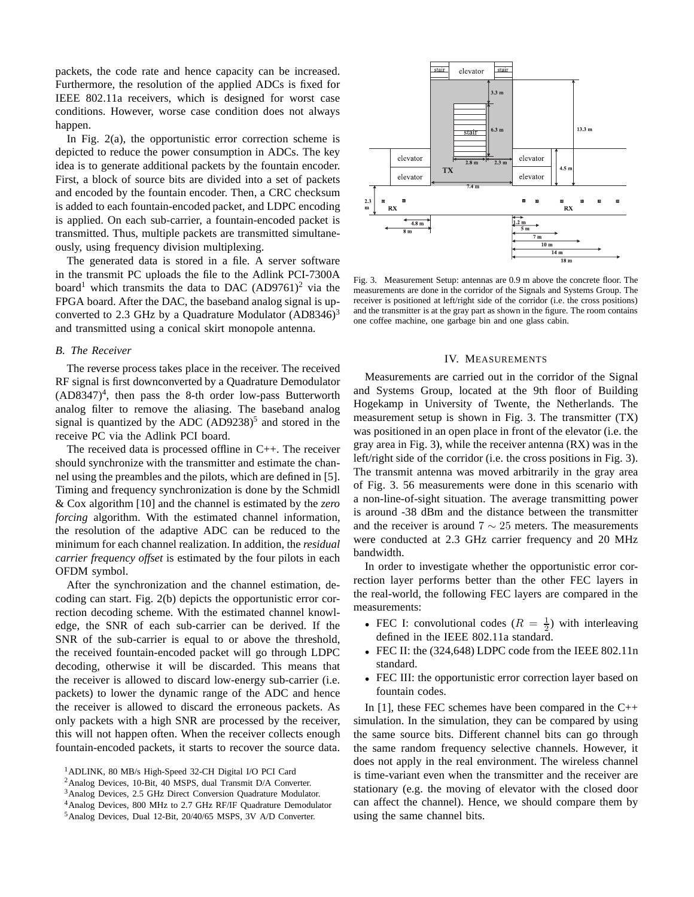packets, the code rate and hence capacity can be increased. Furthermore, the resolution of the applied ADCs is fixed for IEEE 802.11a receivers, which is designed for worst case conditions. However, worse case condition does not always happen.

In Fig. 2(a), the opportunistic error correction scheme is depicted to reduce the power consumption in ADCs. The key idea is to generate additional packets by the fountain encoder. First, a block of source bits are divided into a set of packets and encoded by the fountain encoder. Then, a CRC checksum is added to each fountain-encoded packet, and LDPC encoding is applied. On each sub-carrier, a fountain-encoded packet is transmitted. Thus, multiple packets are transmitted simultaneously, using frequency division multiplexing.

The generated data is stored in a file. A server software in the transmit PC uploads the file to the Adlink PCI-7300A board[1] which transmits the data to DAC (AD9761)[2] via the FPGA board. After the DAC, the baseband analog signal is up-converted to 2.3 GHz by a Quadrature Modulator (AD8346)[3] and transmitted using a conical skirt monopole antenna.

### B. The Receiver

The reverse process takes place in the receiver. The received RF signal is first downconverted by a Quadrature Demodulator (AD8347)[4], then pass the 8-th order low-pass Butterworth analog filter to remove the aliasing. The baseband analog signal is quantized by the ADC (AD9238)[5] and stored in the receive PC via the Adlink PCI board.

The received data is processed offline in C++. The receiver should synchronize with the transmitter and estimate the channel using the preambles and the pilots, which are defined in [5]. Timing and frequency synchronization is done by the Schmidl & Cox algorithm [10] and the channel is estimated by the *zero forcing* algorithm. With the estimated channel information, the resolution of the adaptive ADC can be reduced to the minimum for each channel realization. In addition, the *residual carrier frequency offset* is estimated by the four pilots in each OFDM symbol.

After the synchronization and the channel estimation, decoding can start. Fig. 2(b) depicts the opportunistic error correction decoding scheme. With the estimated channel knowledge, the SNR of each sub-carrier can be derived. If the SNR of the sub-carrier is equal to or above the threshold, the received fountain-encoded packet will go through LDPC decoding, otherwise it will be discarded. This means that the receiver is allowed to discard low-energy sub-carrier (i.e. packets) to lower the dynamic range of the ADC and hence the receiver is allowed to discard the erroneous packets. As only packets with a high SNR are processed by the receiver, this will not happen often. When the receiver collects enough fountain-encoded packets, it starts to recover the source data.

[1] ADLINK, 80 MB/s High-Speed 32-CH Digital I/O PCI Card
[2] Analog Devices, 10-Bit, 40 MSPS, dual Transmit D/A Converter.
[3] Analog Devices, 2.5 GHz Direct Conversion Quadrature Modulator.
[4] Analog Devices, 800 MHz to 2.7 GHz RF/IF Quadrature Demodulator
[5] Analog Devices, Dual 12-Bit, 20/40/65 MSPS, 3V A/D Converter.

Fig. 3. Measurement Setup: antennas are 0.9 m above the concrete floor. The measurements are done in the corridor of the Signals and Systems Group. The receiver is positioned at left/right side of the corridor (i.e. the cross positions) and the transmitter is at the gray part as shown in the figure. The room contains one coffee machine, one garbage bin and one glass cabin.

## IV. Measurements

Measurements are carried out in the corridor of the Signal and Systems Group, located at the 9th floor of Building Hogekamp in University of Twente, the Netherlands. The measurement setup is shown in Fig. 3. The transmitter (TX) was positioned in an open place in front of the elevator (i.e. the gray area in Fig. 3), while the receiver antenna (RX) was in the left/right side of the corridor (i.e. the cross positions in Fig. 3). The transmit antenna was moved arbitrarily in the gray area of Fig. 3. 56 measurements were done in this scenario with a non-line-of-sight situation. The average transmitting power is around -38 dBm and the distance between the transmitter and the receiver is around $7 \sim 25$ meters. The measurements were conducted at 2.3 GHz carrier frequency and 20 MHz bandwidth.

In order to investigate whether the opportunistic error correction layer performs better than the other FEC layers in the real-world, the following FEC layers are compared in the measurements:

- FEC I: convolutional codes ($R = \frac{1}{2}$) with interleaving defined in the IEEE 802.11a standard.
- FEC II: the (324,648) LDPC code from the IEEE 802.11n standard.
- FEC III: the opportunistic error correction layer based on fountain codes.

In [1], these FEC schemes have been compared in the C++ simulation. In the simulation, they can be compared by using the same source bits. Different channel bits can go through the same random frequency selective channels. However, it does not apply in the real environment. The wireless channel is time-variant even when the transmitter and the receiver are stationary (e.g. the moving of elevator with the closed door can affect the channel). Hence, we should compare them by using the same channel bits.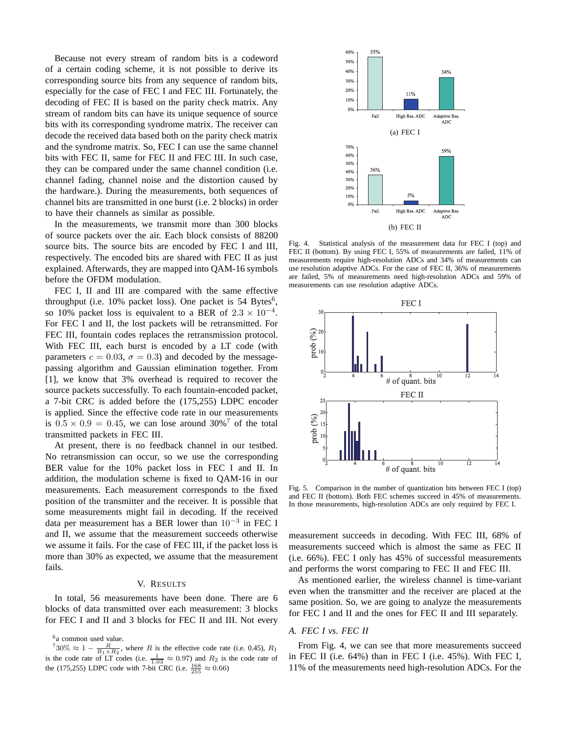Because not every stream of random bits is a codeword of a certain coding scheme, it is not possible to derive its corresponding source bits from any sequence of random bits, especially for the case of FEC I and FEC III. Fortunately, the decoding of FEC II is based on the parity check matrix. Any stream of random bits can have its unique sequence of source bits with its corresponding syndrome matrix. The receiver can decode the received data based both on the parity check matrix and the syndrome matrix. So, FEC I can use the same channel bits with FEC II, same for FEC II and FEC III. In such case, they can be compared under the same channel condition (i.e. channel fading, channel noise and the distortion caused by the hardware.). During the measurements, both sequences of channel bits are transmitted in one burst (i.e. 2 blocks) in order to have their channels as similar as possible.

In the measurements, we transmit more than 300 blocks of source packets over the air. Each block consists of 88200 source bits. The source bits are encoded by FEC I and III, respectively. The encoded bits are shared with FEC II as just explained. Afterwards, they are mapped into QAM-16 symbols before the OFDM modulation.

FEC I, II and III are compared with the same effective throughput (i.e. 10% packet loss). One packet is 54 Bytes[6], so 10% packet loss is equivalent to a BER of $2.3 \times 10^{-4}$. For FEC I and II, the lost packets will be retransmitted. For FEC III, fountain codes replaces the retransmission protocol. With FEC III, each burst is encoded by a LT code (with parameters $c = 0.03$, $\sigma = 0.3$) and decoded by the message-passing algorithm and Gaussian elimination together. From [1], we know that 3% overhead is required to recover the source packets successfully. To each fountain-encoded packet, a 7-bit CRC is added before the (175,255) LDPC encoder is applied. Since the effective code rate in our measurements is $0.5 \times 0.9 = 0.45$, we can lose around 30%[7] of the total transmitted packets in FEC III.

At present, there is no feedback channel in our testbed. No retransmission can occur, so we use the corresponding BER value for the 10% packet loss in FEC I and II. In addition, the modulation scheme is fixed to QAM-16 in our measurements. Each measurement corresponds to the fixed position of the transmitter and the receiver. It is possible that some measurements might fail in decoding. If the received data per measurement has a BER lower than $10^{-3}$ in FEC I and II, we assume that the measurement succeeds otherwise we assume it fails. For the case of FEC III, if the packet loss is more than 30% as expected, we assume that the measurement fails.

## V. Results

In total, 56 measurements have been done. There are 6 blocks of data transmitted over each measurement: 3 blocks for FEC I and II and 3 blocks for FEC II and III. Not every measurement succeeds in decoding. With FEC III, 68% of measurements succeed which is almost the same as FEC II (i.e. 66%). FEC I only has 45% of successful measurements and performs the worst comparing to FEC II and FEC III.

As mentioned earlier, the wireless channel is time-variant even when the transmitter and the receiver are placed at the same position. So, we are going to analyze the measurements for FEC I and II and the ones for FEC II and III separately.

(a) FEC I

(b) FEC II

Fig. 4. Statistical analysis of the measurement data for FEC I (top) and FEC II (bottom). By using FEC I, 55% of measurements are failed, 11% of measurements require high-resolution ADCs and 34% of measurements can use resolution adaptive ADCs. For the case of FEC II, 36% of measurements are failed, 5% of measurements need high-resolution ADCs and 59% of measurements can use resolution adaptive ADCs.

Fig. 5. Comparison in the number of quantization bits between FEC I (top) and FEC II (bottom). Both FEC schemes succeed in 45% of measurements. In those measurements, high-resolution ADCs are only required by FEC I.

### A. FEC I vs. FEC II

From Fig. 4, we can see that more measurements succeed in FEC II (i.e. 64%) than in FEC I (i.e. 45%). With FEC I, 11% of the measurements need high-resolution ADCs. For the

[6] a common used value.

[7] $30\% \approx 1 - \frac{R}{R_1 \times R_2}$, where $R$ is the effective code rate (i.e. 0.45), $R_1$ is the code rate of LT codes (i.e. $\frac{1}{1.03} \approx 0.97$) and $R_2$ is the code rate of the (175,255) LDPC code with 7-bit CRC (i.e. $\frac{168}{255} \approx 0.66$)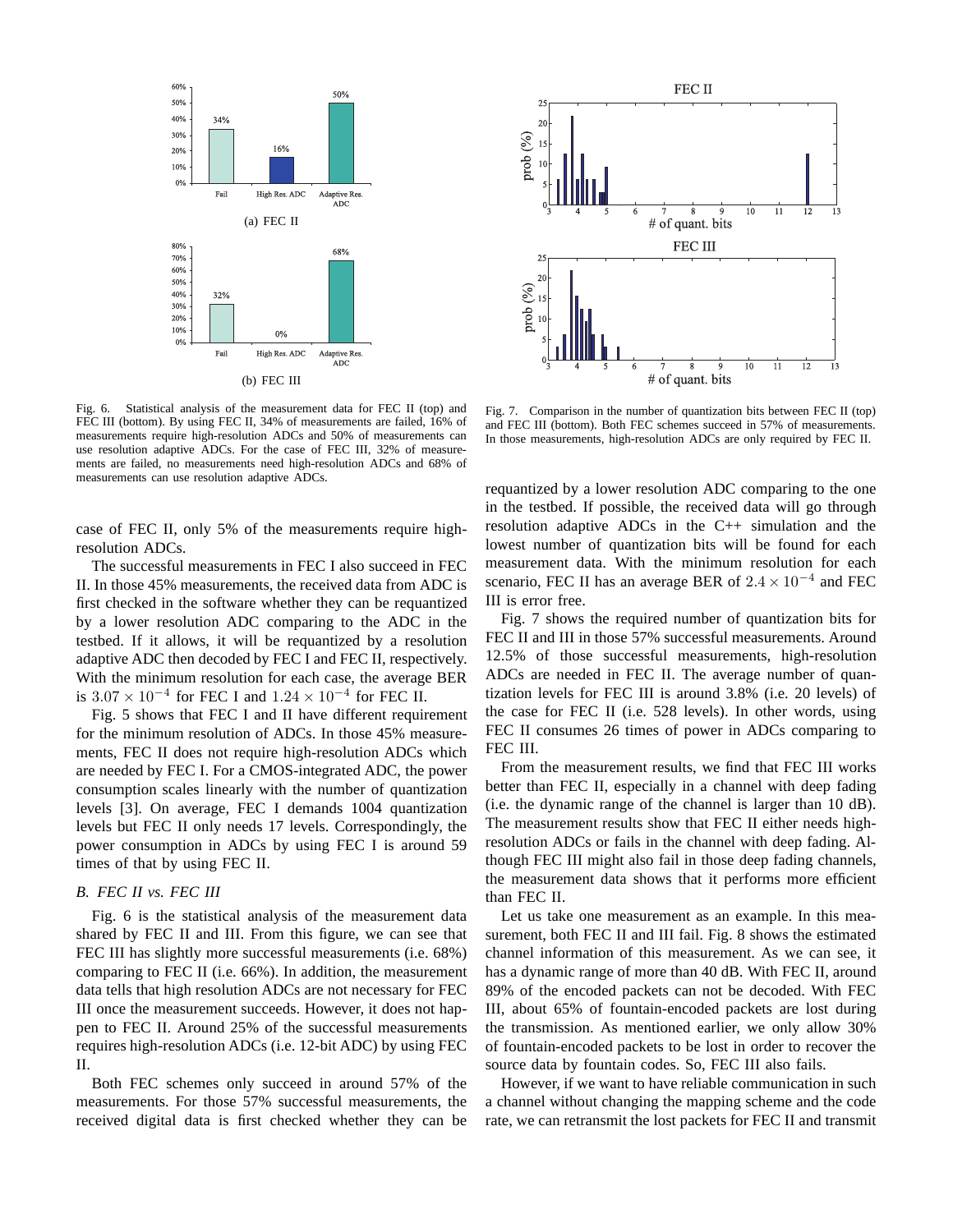Fig. 6. Statistical analysis of the measurement data for FEC II (top) and FEC III (bottom). By using FEC II, 34% of measurements are failed, 16% of measurements require high-resolution ADCs and 50% of measurements can use resolution adaptive ADCs. For the case of FEC III, 32% of measurements are failed, no measurements need high-resolution ADCs and 68% of measurements can use resolution adaptive ADCs.

Fig. 7. Comparison in the number of quantization bits between FEC II (top) and FEC III (bottom). Both FEC schemes succeed in 57% of measurements. In those measurements, high-resolution ADCs are only required by FEC II.

case of FEC II, only 5% of the measurements require high-resolution ADCs.

The successful measurements in FEC I also succeed in FEC II. In those 45% measurements, the received data from ADC is first checked in the software whether they can be requantized by a lower resolution ADC comparing to the ADC in the testbed. If it allows, it will be requantized by a resolution adaptive ADC then decoded by FEC I and FEC II, respectively. With the minimum resolution for each case, the average BER is $3.07 \times 10^{-4}$ for FEC I and $1.24 \times 10^{-4}$ for FEC II.

Fig. 5 shows that FEC I and II have different requirement for the minimum resolution of ADCs. In those 45% measurements, FEC II does not require high-resolution ADCs which are needed by FEC I. For a CMOS-integrated ADC, the power consumption scales linearly with the number of quantization levels [3]. On average, FEC I demands 1004 quantization levels but FEC II only needs 17 levels. Correspondingly, the power consumption in ADCs by using FEC I is around 59 times of that by using FEC II.

### *B. FEC II vs. FEC III*

Fig. 6 is the statistical analysis of the measurement data shared by FEC II and III. From this figure, we can see that FEC III has slightly more successful measurements (i.e. 68%) comparing to FEC II (i.e. 66%). In addition, the measurement data tells that high resolution ADCs are not necessary for FEC III once the measurement succeeds. However, it does not happen to FEC II. Around 25% of the successful measurements requires high-resolution ADCs (i.e. 12-bit ADC) by using FEC II.

Both FEC schemes only succeed in around 57% of the measurements. For those 57% successful measurements, the received digital data is first checked whether they can be requantized by a lower resolution ADC comparing to the one in the testbed. If possible, the received data will go through resolution adaptive ADCs in the C++ simulation and the lowest number of quantization bits will be found for each measurement data. With the minimum resolution for each scenario, FEC II has an average BER of $2.4 \times 10^{-4}$ and FEC III is error free.

Fig. 7 shows the required number of quantization bits for FEC II and III in those 57% successful measurements. Around 12.5% of those successful measurements, high-resolution ADCs are needed in FEC II. The average number of quantization levels for FEC III is around 3.8% (i.e. 20 levels) of the case for FEC II (i.e. 528 levels). In other words, using FEC II consumes 26 times of power in ADCs comparing to FEC III.

From the measurement results, we find that FEC III works better than FEC II, especially in a channel with deep fading (i.e. the dynamic range of the channel is larger than 10 dB). The measurement results show that FEC II either needs high-resolution ADCs or fails in the channel with deep fading. Although FEC III might also fail in those deep fading channels, the measurement data shows that it performs more efficient than FEC II.

Let us take one measurement as an example. In this measurement, both FEC II and III fail. Fig. 8 shows the estimated channel information of this measurement. As we can see, it has a dynamic range of more than 40 dB. With FEC II, around 89% of the encoded packets can not be decoded. With FEC III, about 65% of fountain-encoded packets are lost during the transmission. As mentioned earlier, we only allow 30% of fountain-encoded packets to be lost in order to recover the source data by fountain codes. So, FEC III also fails.

However, if we want to have reliable communication in such a channel without changing the mapping scheme and the code rate, we can retransmit the lost packets for FEC II and transmit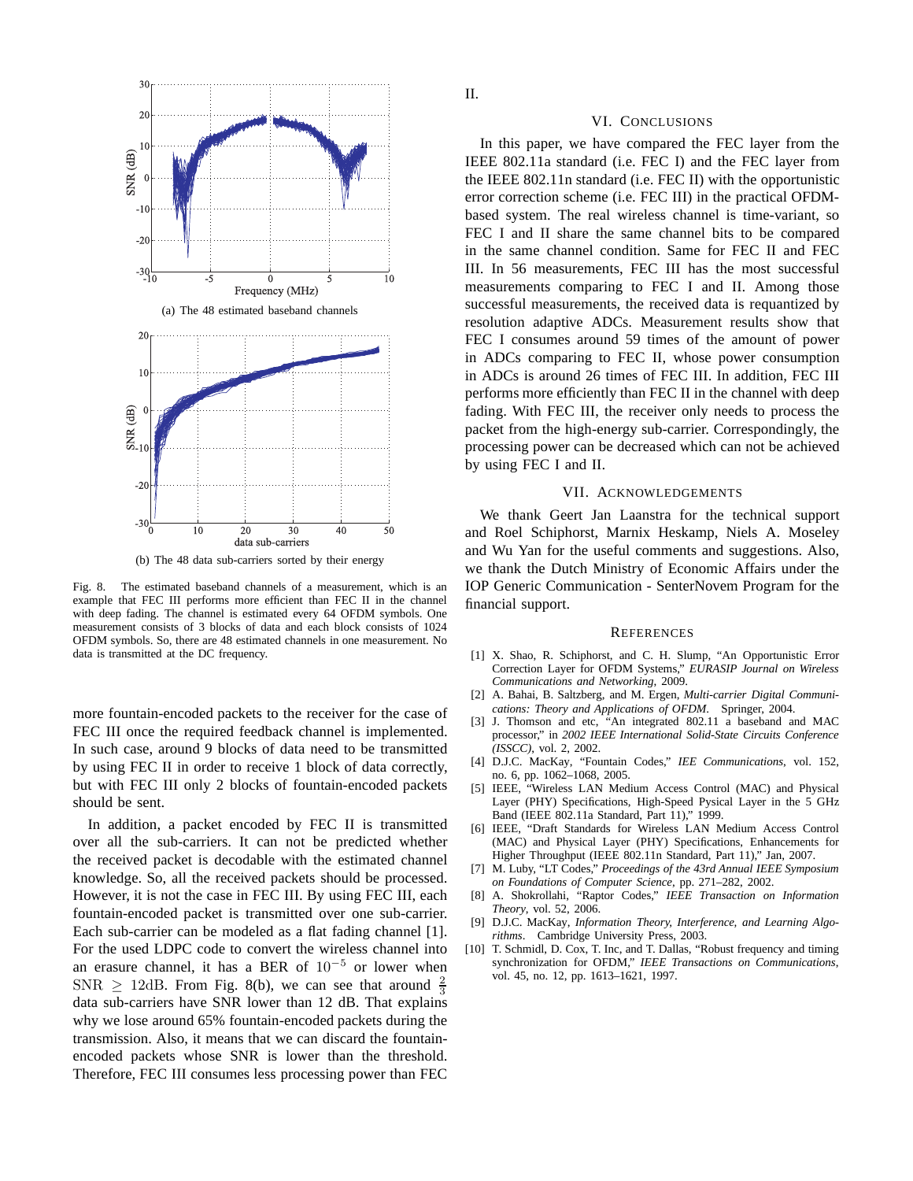30
20
10
0
-10
-20
-30
SNR (dB)
-10 -5 0 5 10
Frequency (MHz)

(a) The 48 estimated baseband channels

20
10
0
-10
-20
-30
SNR (dB)
0 10 20 30 40 50
data sub-carriers

(b) The 48 data sub-carriers sorted by their energy

Fig. 8. The estimated baseband channels of a measurement, which is an example that FEC III performs more efficient than FEC II in the channel with deep fading. The channel is estimated every 64 OFDM symbols. One measurement consists of 3 blocks of data and each block consists of 1024 OFDM symbols. So, there are 48 estimated channels in one measurement. No data is transmitted at the DC frequency.

more fountain-encoded packets to the receiver for the case of FEC III once the required feedback channel is implemented. In such case, around 9 blocks of data need to be transmitted by using FEC II in order to receive 1 block of data correctly, but with FEC III only 2 blocks of fountain-encoded packets should be sent.

In addition, a packet encoded by FEC II is transmitted over all the sub-carriers. It can not be predicted whether the received packet is decodable with the estimated channel knowledge. So, all the received packets should be processed. However, it is not the case in FEC III. By using FEC III, each fountain-encoded packet is transmitted over one sub-carrier. Each sub-carrier can be modeled as a flat fading channel [1]. For the used LDPC code to convert the wireless channel into an erasure channel, it has a BER of $10^{-5}$ or lower when $\mathrm{SNR} \geq 12\mathrm{dB}$. From Fig. 8(b), we can see that around $\frac{2}{3}$ data sub-carriers have SNR lower than 12 dB. That explains why we lose around 65% fountain-encoded packets during the transmission. Also, it means that we can discard the fountain-encoded packets whose SNR is lower than the threshold. Therefore, FEC III consumes less processing power than FEC II.

## VI. Conclusions

In this paper, we have compared the FEC layer from the IEEE 802.11a standard (i.e. FEC I) and the FEC layer from the IEEE 802.11n standard (i.e. FEC II) with the opportunistic error correction scheme (i.e. FEC III) in the practical OFDM-based system. The real wireless channel is time-variant, so FEC I and II share the same channel bits to be compared in the same channel condition. Same for FEC II and FEC III. In 56 measurements, FEC III has the most successful measurements comparing to FEC I and II. Among those successful measurements, the received data is requantized by resolution adaptive ADCs. Measurement results show that FEC I consumes around 59 times of the amount of power in ADCs comparing to FEC II, whose power consumption in ADCs is around 26 times of FEC III. In addition, FEC III performs more efficiently than FEC II in the channel with deep fading. With FEC III, the receiver only needs to process the packet from the high-energy sub-carrier. Correspondingly, the processing power can be decreased which can not be achieved by using FEC I and II.

## VII. Acknowledgements

We thank Geert Jan Laanstra for the technical support and Roel Schiphorst, Marnix Heskamp, Niels A. Moseley and Wu Yan for the useful comments and suggestions. Also, we thank the Dutch Ministry of Economic Affairs under the IOP Generic Communication - SenterNovem Program for the financial support.

## References

[1] X. Shao, R. Schiphorst, and C. H. Slump, "An Opportunistic Error Correction Layer for OFDM Systems," *EURASIP Journal on Wireless Communications and Networking*, 2009.

[2] A. Bahai, B. Saltzberg, and M. Ergen, *Multi-carrier Digital Communications: Theory and Applications of OFDM*. Springer, 2004.

[3] J. Thomson and etc, "An integrated 802.11 a baseband and MAC processor," in *2002 IEEE International Solid-State Circuits Conference (ISSCC)*, vol. 2, 2002.

[4] D.J.C. MacKay, "Fountain Codes," *IEE Communications*, vol. 152, no. 6, pp. 1062–1068, 2005.

[5] IEEE, "Wireless LAN Medium Access Control (MAC) and Physical Layer (PHY) Specifications, High-Speed Pysical Layer in the 5 GHz Band (IEEE 802.11a Standard, Part 11)," 1999.

[6] IEEE, "Draft Standards for Wireless LAN Medium Access Control (MAC) and Physical Layer (PHY) Specifications, Enhancements for Higher Throughput (IEEE 802.11n Standard, Part 11)," Jan, 2007.

[7] M. Luby, "LT Codes," *Proceedings of the 43rd Annual IEEE Symposium on Foundations of Computer Science*, pp. 271–282, 2002.

[8] A. Shokrollahi, "Raptor Codes," *IEEE Transaction on Information Theory*, vol. 52, 2006.

[9] D.J.C. MacKay, *Information Theory, Interference, and Learning Algorithms*. Cambridge University Press, 2003.

[10] T. Schmidl, D. Cox, T. Inc, and T. Dallas, "Robust frequency and timing synchronization for OFDM," *IEEE Transactions on Communications*, vol. 45, no. 12, pp. 1613–1621, 1997.